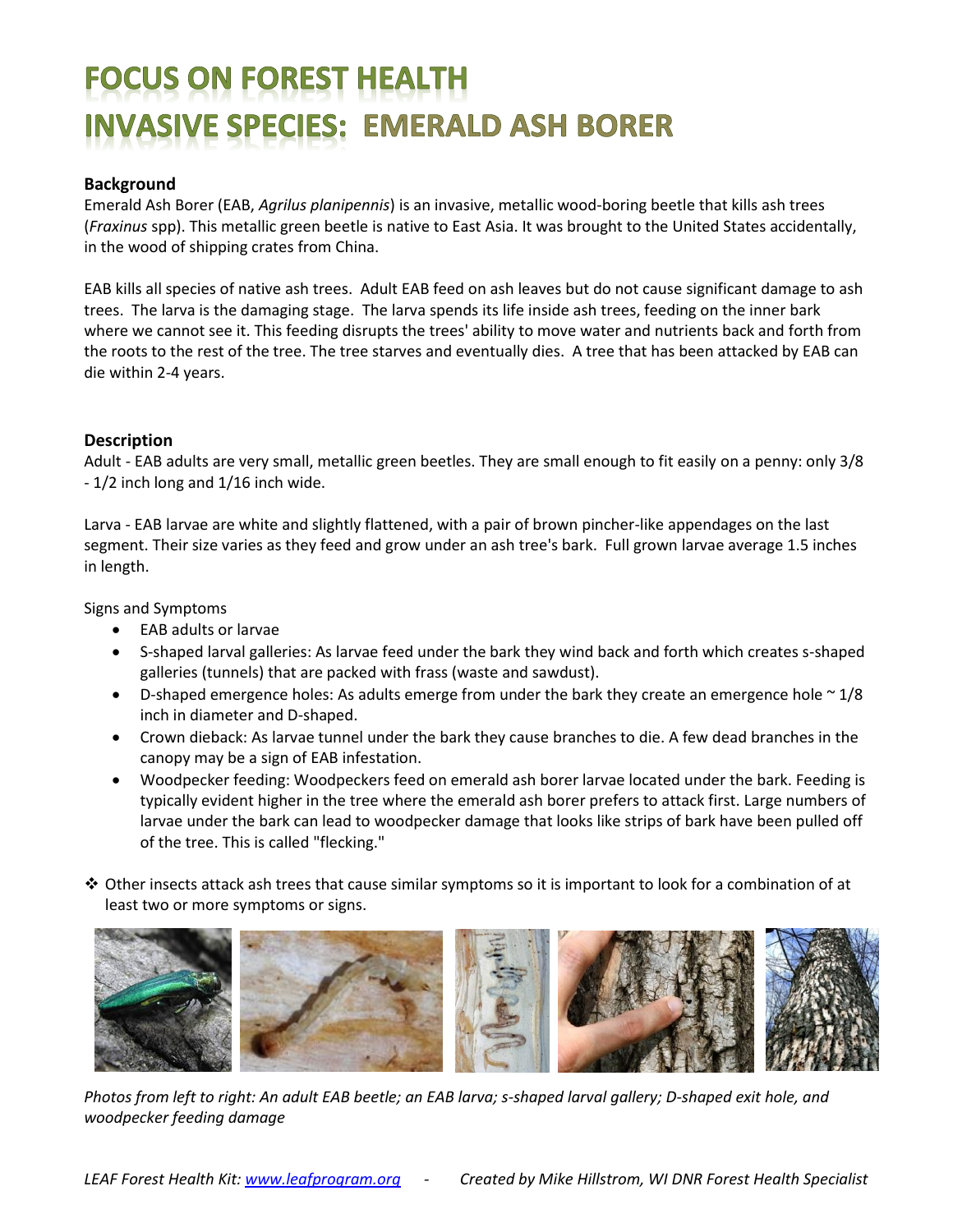# FOCUS ON FOREST HEALTH
# INVASIVE SPECIES: EMERALD ASH BORER

**Background**

Emerald Ash Borer (EAB, *Agrilus planipennis*) is an invasive, metallic wood-boring beetle that kills ash trees (*Fraxinus* spp). This metallic green beetle is native to East Asia. It was brought to the United States accidentally, in the wood of shipping crates from China.

EAB kills all species of native ash trees. Adult EAB feed on ash leaves but do not cause significant damage to ash trees. The larva is the damaging stage. The larva spends its life inside ash trees, feeding on the inner bark where we cannot see it. This feeding disrupts the trees' ability to move water and nutrients back and forth from the roots to the rest of the tree. The tree starves and eventually dies. A tree that has been attacked by EAB can die within 2-4 years.

**Description**

Adult - EAB adults are very small, metallic green beetles. They are small enough to fit easily on a penny: only 3/8 - 1/2 inch long and 1/16 inch wide.

Larva - EAB larvae are white and slightly flattened, with a pair of brown pincher-like appendages on the last segment. Their size varies as they feed and grow under an ash tree's bark. Full grown larvae average 1.5 inches in length.

Signs and Symptoms

- EAB adults or larvae
- S-shaped larval galleries: As larvae feed under the bark they wind back and forth which creates s-shaped galleries (tunnels) that are packed with frass (waste and sawdust).
- D-shaped emergence holes: As adults emerge from under the bark they create an emergence hole ~ 1/8 inch in diameter and D-shaped.
- Crown dieback: As larvae tunnel under the bark they cause branches to die. A few dead branches in the canopy may be a sign of EAB infestation.
- Woodpecker feeding: Woodpeckers feed on emerald ash borer larvae located under the bark. Feeding is typically evident higher in the tree where the emerald ash borer prefers to attack first. Large numbers of larvae under the bark can lead to woodpecker damage that looks like strips of bark have been pulled off of the tree. This is called "flecking."

❖ Other insects attack ash trees that cause similar symptoms so it is important to look for a combination of at least two or more symptoms or signs.

*Photos from left to right: An adult EAB beetle; an EAB larva; s-shaped larval gallery; D-shaped exit hole, and woodpecker feeding damage*

*LEAF Forest Health Kit: www.leafprogram.org - Created by Mike Hillstrom, WI DNR Forest Health Specialist*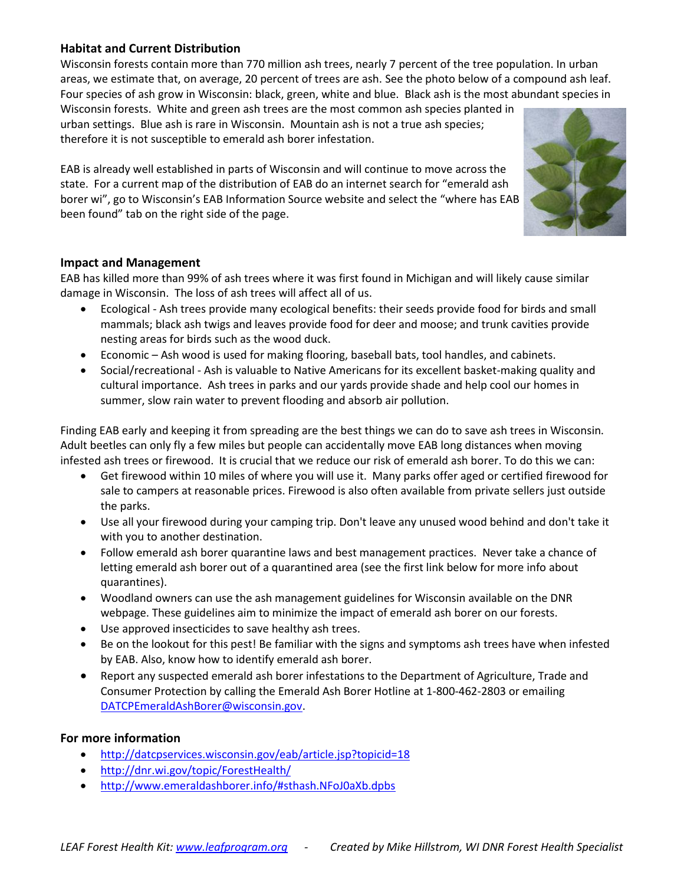## Habitat and Current Distribution

Wisconsin forests contain more than 770 million ash trees, nearly 7 percent of the tree population. In urban areas, we estimate that, on average, 20 percent of trees are ash. See the photo below of a compound ash leaf. Four species of ash grow in Wisconsin: black, green, white and blue. Black ash is the most abundant species in Wisconsin forests. White and green ash trees are the most common ash species planted in urban settings. Blue ash is rare in Wisconsin. Mountain ash is not a true ash species; therefore it is not susceptible to emerald ash borer infestation.

EAB is already well established in parts of Wisconsin and will continue to move across the state. For a current map of the distribution of EAB do an internet search for "emerald ash borer wi", go to Wisconsin's EAB Information Source website and select the "where has EAB been found" tab on the right side of the page.

## Impact and Management

EAB has killed more than 99% of ash trees where it was first found in Michigan and will likely cause similar damage in Wisconsin. The loss of ash trees will affect all of us.

- Ecological - Ash trees provide many ecological benefits: their seeds provide food for birds and small mammals; black ash twigs and leaves provide food for deer and moose; and trunk cavities provide nesting areas for birds such as the wood duck.
- Economic – Ash wood is used for making flooring, baseball bats, tool handles, and cabinets.
- Social/recreational - Ash is valuable to Native Americans for its excellent basket-making quality and cultural importance. Ash trees in parks and our yards provide shade and help cool our homes in summer, slow rain water to prevent flooding and absorb air pollution.

Finding EAB early and keeping it from spreading are the best things we can do to save ash trees in Wisconsin. Adult beetles can only fly a few miles but people can accidentally move EAB long distances when moving infested ash trees or firewood. It is crucial that we reduce our risk of emerald ash borer. To do this we can:

- Get firewood within 10 miles of where you will use it. Many parks offer aged or certified firewood for sale to campers at reasonable prices. Firewood is also often available from private sellers just outside the parks.
- Use all your firewood during your camping trip. Don't leave any unused wood behind and don't take it with you to another destination.
- Follow emerald ash borer quarantine laws and best management practices. Never take a chance of letting emerald ash borer out of a quarantined area (see the first link below for more info about quarantines).
- Woodland owners can use the ash management guidelines for Wisconsin available on the DNR webpage. These guidelines aim to minimize the impact of emerald ash borer on our forests.
- Use approved insecticides to save healthy ash trees.
- Be on the lookout for this pest! Be familiar with the signs and symptoms ash trees have when infested by EAB. Also, know how to identify emerald ash borer.
- Report any suspected emerald ash borer infestations to the Department of Agriculture, Trade and Consumer Protection by calling the Emerald Ash Borer Hotline at 1-800-462-2803 or emailing DATCPEmeraldAshBorer@wisconsin.gov.

## For more information

- http://datcpservices.wisconsin.gov/eab/article.jsp?topicid=18
- http://dnr.wi.gov/topic/ForestHealth/
- http://www.emeraldashborer.info/#sthash.NFoJ0aXb.dpbs

*LEAF Forest Health Kit: www.leafprogram.org - Created by Mike Hillstrom, WI DNR Forest Health Specialist*